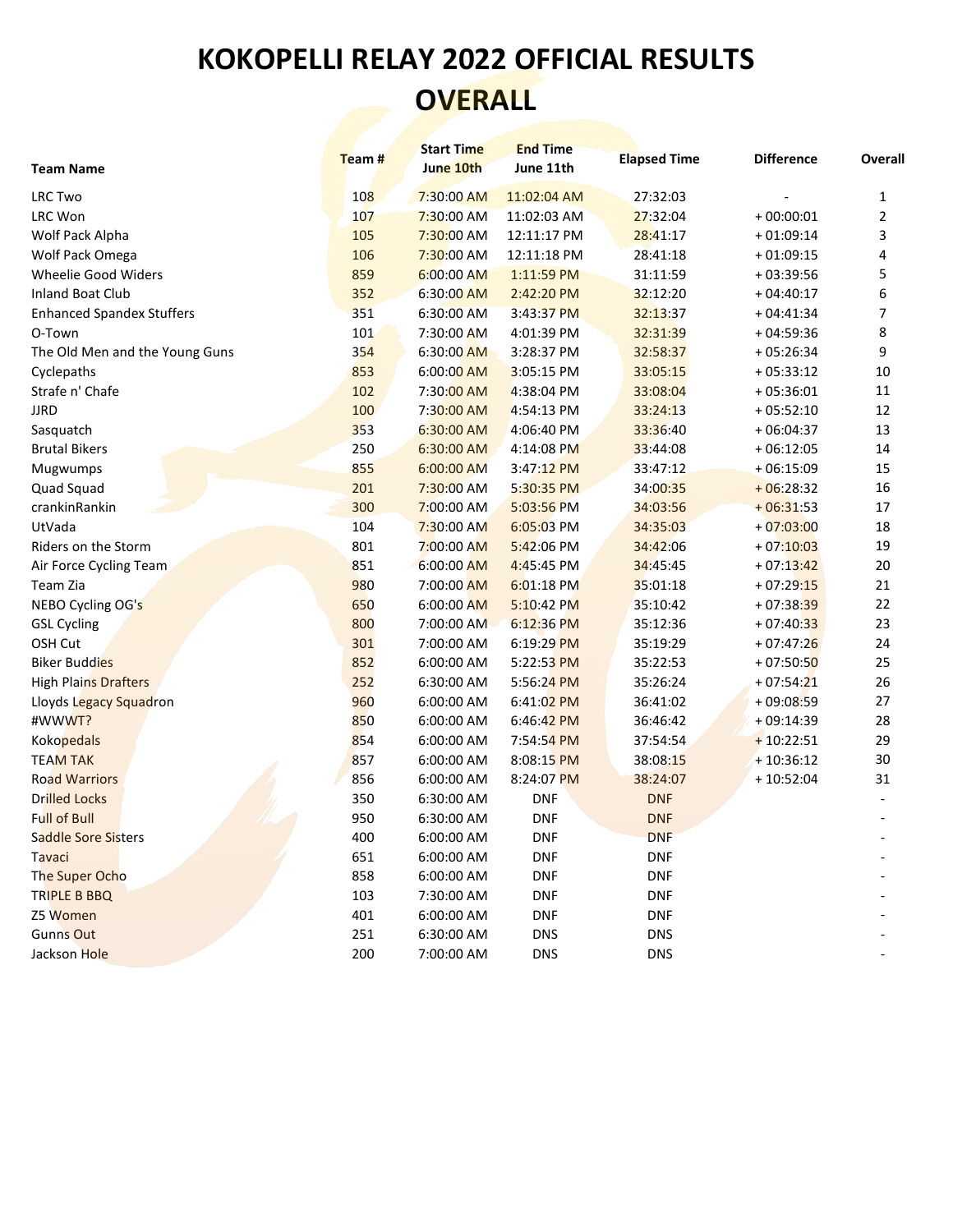# KOKOPELLI RELAY 2022 OFFICIAL RESULTS

## OVERALL

| Team Name | Team # | Start Time June 10th | End Time June 11th | Elapsed Time | Difference | Overall |
|---|---|---|---|---|---|---|
| LRC Two | 108 | 7:30:00 AM | 11:02:04 AM | 27:32:03 | - | 1 |
| LRC Won | 107 | 7:30:00 AM | 11:02:03 AM | 27:32:04 | + 00:00:01 | 2 |
| Wolf Pack Alpha | 105 | 7:30:00 AM | 12:11:17 PM | 28:41:17 | + 01:09:14 | 3 |
| Wolf Pack Omega | 106 | 7:30:00 AM | 12:11:18 PM | 28:41:18 | + 01:09:15 | 4 |
| Wheelie Good Widers | 859 | 6:00:00 AM | 1:11:59 PM | 31:11:59 | + 03:39:56 | 5 |
| Inland Boat Club | 352 | 6:30:00 AM | 2:42:20 PM | 32:12:20 | + 04:40:17 | 6 |
| Enhanced Spandex Stuffers | 351 | 6:30:00 AM | 3:43:37 PM | 32:13:37 | + 04:41:34 | 7 |
| O-Town | 101 | 7:30:00 AM | 4:01:39 PM | 32:31:39 | + 04:59:36 | 8 |
| The Old Men and the Young Guns | 354 | 6:30:00 AM | 3:28:37 PM | 32:58:37 | + 05:26:34 | 9 |
| Cyclepaths | 853 | 6:00:00 AM | 3:05:15 PM | 33:05:15 | + 05:33:12 | 10 |
| Strafe n' Chafe | 102 | 7:30:00 AM | 4:38:04 PM | 33:08:04 | + 05:36:01 | 11 |
| JJRD | 100 | 7:30:00 AM | 4:54:13 PM | 33:24:13 | + 05:52:10 | 12 |
| Sasquatch | 353 | 6:30:00 AM | 4:06:40 PM | 33:36:40 | + 06:04:37 | 13 |
| Brutal Bikers | 250 | 6:30:00 AM | 4:14:08 PM | 33:44:08 | + 06:12:05 | 14 |
| Mugwumps | 855 | 6:00:00 AM | 3:47:12 PM | 33:47:12 | + 06:15:09 | 15 |
| Quad Squad | 201 | 7:30:00 AM | 5:30:35 PM | 34:00:35 | + 06:28:32 | 16 |
| crankinRankin | 300 | 7:00:00 AM | 5:03:56 PM | 34:03:56 | + 06:31:53 | 17 |
| UtVada | 104 | 7:30:00 AM | 6:05:03 PM | 34:35:03 | + 07:03:00 | 18 |
| Riders on the Storm | 801 | 7:00:00 AM | 5:42:06 PM | 34:42:06 | + 07:10:03 | 19 |
| Air Force Cycling Team | 851 | 6:00:00 AM | 4:45:45 PM | 34:45:45 | + 07:13:42 | 20 |
| Team Zia | 980 | 7:00:00 AM | 6:01:18 PM | 35:01:18 | + 07:29:15 | 21 |
| NEBO Cycling OG's | 650 | 6:00:00 AM | 5:10:42 PM | 35:10:42 | + 07:38:39 | 22 |
| GSL Cycling | 800 | 7:00:00 AM | 6:12:36 PM | 35:12:36 | + 07:40:33 | 23 |
| OSH Cut | 301 | 7:00:00 AM | 6:19:29 PM | 35:19:29 | + 07:47:26 | 24 |
| Biker Buddies | 852 | 6:00:00 AM | 5:22:53 PM | 35:22:53 | + 07:50:50 | 25 |
| High Plains Drafters | 252 | 6:30:00 AM | 5:56:24 PM | 35:26:24 | + 07:54:21 | 26 |
| Lloyds Legacy Squadron | 960 | 6:00:00 AM | 6:41:02 PM | 36:41:02 | + 09:08:59 | 27 |
| #WWWT? | 850 | 6:00:00 AM | 6:46:42 PM | 36:46:42 | + 09:14:39 | 28 |
| Kokopedals | 854 | 6:00:00 AM | 7:54:54 PM | 37:54:54 | + 10:22:51 | 29 |
| TEAM TAK | 857 | 6:00:00 AM | 8:08:15 PM | 38:08:15 | + 10:36:12 | 30 |
| Road Warriors | 856 | 6:00:00 AM | 8:24:07 PM | 38:24:07 | + 10:52:04 | 31 |
| Drilled Locks | 350 | 6:30:00 AM | DNF | DNF | | - |
| Full of Bull | 950 | 6:30:00 AM | DNF | DNF | | - |
| Saddle Sore Sisters | 400 | 6:00:00 AM | DNF | DNF | | - |
| Tavaci | 651 | 6:00:00 AM | DNF | DNF | | - |
| The Super Ocho | 858 | 6:00:00 AM | DNF | DNF | | - |
| TRIPLE B BBQ | 103 | 7:30:00 AM | DNF | DNF | | - |
| Z5 Women | 401 | 6:00:00 AM | DNF | DNF | | - |
| Gunns Out | 251 | 6:30:00 AM | DNS | DNS | | - |
| Jackson Hole | 200 | 7:00:00 AM | DNS | DNS | | - |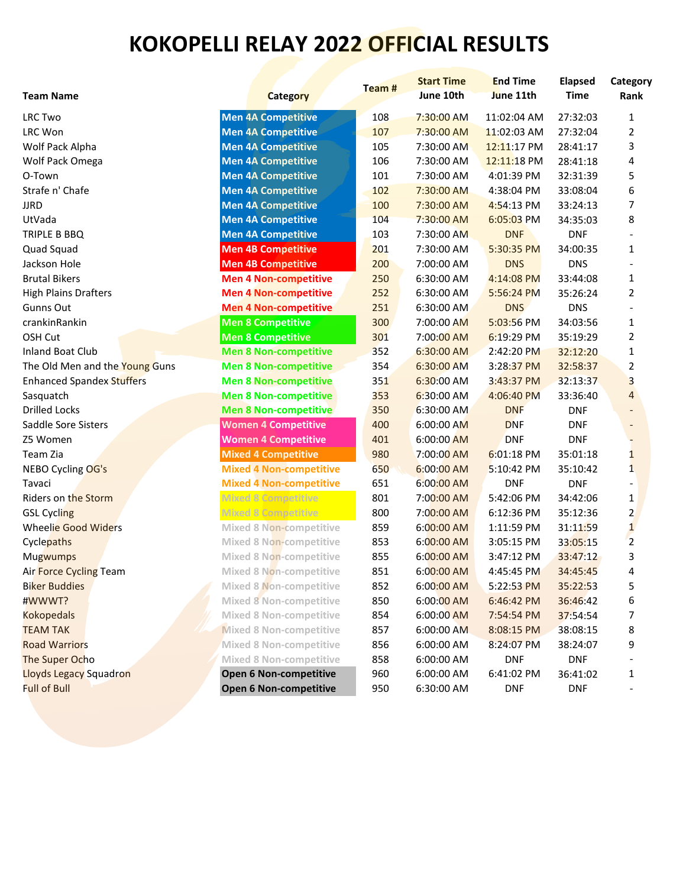# KOKOPELLI RELAY 2022 OFFICIAL RESULTS

| Team Name | Category | Team # | Start Time June 10th | End Time June 11th | Elapsed Time | Category Rank |
|---|---|---|---|---|---|---|
| LRC Two | Men 4A Competitive | 108 | 7:30:00 AM | 11:02:04 AM | 27:32:03 | 1 |
| LRC Won | Men 4A Competitive | 107 | 7:30:00 AM | 11:02:03 AM | 27:32:04 | 2 |
| Wolf Pack Alpha | Men 4A Competitive | 105 | 7:30:00 AM | 12:11:17 PM | 28:41:17 | 3 |
| Wolf Pack Omega | Men 4A Competitive | 106 | 7:30:00 AM | 12:11:18 PM | 28:41:18 | 4 |
| O-Town | Men 4A Competitive | 101 | 7:30:00 AM | 4:01:39 PM | 32:31:39 | 5 |
| Strafe n' Chafe | Men 4A Competitive | 102 | 7:30:00 AM | 4:38:04 PM | 33:08:04 | 6 |
| JJRD | Men 4A Competitive | 100 | 7:30:00 AM | 4:54:13 PM | 33:24:13 | 7 |
| UtVada | Men 4A Competitive | 104 | 7:30:00 AM | 6:05:03 PM | 34:35:03 | 8 |
| TRIPLE B BBQ | Men 4A Competitive | 103 | 7:30:00 AM | DNF | DNF | - |
| Quad Squad | Men 4B Competitive | 201 | 7:30:00 AM | 5:30:35 PM | 34:00:35 | 1 |
| Jackson Hole | Men 4B Competitive | 200 | 7:00:00 AM | DNS | DNS | - |
| Brutal Bikers | Men 4 Non-competitive | 250 | 6:30:00 AM | 4:14:08 PM | 33:44:08 | 1 |
| High Plains Drafters | Men 4 Non-competitive | 252 | 6:30:00 AM | 5:56:24 PM | 35:26:24 | 2 |
| Gunns Out | Men 4 Non-competitive | 251 | 6:30:00 AM | DNS | DNS | - |
| crankinRankin | Men 8 Competitive | 300 | 7:00:00 AM | 5:03:56 PM | 34:03:56 | 1 |
| OSH Cut | Men 8 Competitive | 301 | 7:00:00 AM | 6:19:29 PM | 35:19:29 | 2 |
| Inland Boat Club | Men 8 Non-competitive | 352 | 6:30:00 AM | 2:42:20 PM | 32:12:20 | 1 |
| The Old Men and the Young Guns | Men 8 Non-competitive | 354 | 6:30:00 AM | 3:28:37 PM | 32:58:37 | 2 |
| Enhanced Spandex Stuffers | Men 8 Non-competitive | 351 | 6:30:00 AM | 3:43:37 PM | 32:13:37 | 3 |
| Sasquatch | Men 8 Non-competitive | 353 | 6:30:00 AM | 4:06:40 PM | 33:36:40 | 4 |
| Drilled Locks | Men 8 Non-competitive | 350 | 6:30:00 AM | DNF | DNF | - |
| Saddle Sore Sisters | Women 4 Competitive | 400 | 6:00:00 AM | DNF | DNF | - |
| Z5 Women | Women 4 Competitive | 401 | 6:00:00 AM | DNF | DNF | - |
| Team Zia | Mixed 4 Competitive | 980 | 7:00:00 AM | 6:01:18 PM | 35:01:18 | 1 |
| NEBO Cycling OG's | Mixed 4 Non-competitive | 650 | 6:00:00 AM | 5:10:42 PM | 35:10:42 | 1 |
| Tavaci | Mixed 4 Non-competitive | 651 | 6:00:00 AM | DNF | DNF | - |
| Riders on the Storm | Mixed 8 Competitive | 801 | 7:00:00 AM | 5:42:06 PM | 34:42:06 | 1 |
| GSL Cycling | Mixed 8 Competitive | 800 | 7:00:00 AM | 6:12:36 PM | 35:12:36 | 2 |
| Wheelie Good Widers | Mixed 8 Non-competitive | 859 | 6:00:00 AM | 1:11:59 PM | 31:11:59 | 1 |
| Cyclepaths | Mixed 8 Non-competitive | 853 | 6:00:00 AM | 3:05:15 PM | 33:05:15 | 2 |
| Mugwumps | Mixed 8 Non-competitive | 855 | 6:00:00 AM | 3:47:12 PM | 33:47:12 | 3 |
| Air Force Cycling Team | Mixed 8 Non-competitive | 851 | 6:00:00 AM | 4:45:45 PM | 34:45:45 | 4 |
| Biker Buddies | Mixed 8 Non-competitive | 852 | 6:00:00 AM | 5:22:53 PM | 35:22:53 | 5 |
| #WWWT? | Mixed 8 Non-competitive | 850 | 6:00:00 AM | 6:46:42 PM | 36:46:42 | 6 |
| Kokopedals | Mixed 8 Non-competitive | 854 | 6:00:00 AM | 7:54:54 PM | 37:54:54 | 7 |
| TEAM TAK | Mixed 8 Non-competitive | 857 | 6:00:00 AM | 8:08:15 PM | 38:08:15 | 8 |
| Road Warriors | Mixed 8 Non-competitive | 856 | 6:00:00 AM | 8:24:07 PM | 38:24:07 | 9 |
| The Super Ocho | Mixed 8 Non-competitive | 858 | 6:00:00 AM | DNF | DNF | - |
| Lloyds Legacy Squadron | Open 6 Non-competitive | 960 | 6:00:00 AM | 6:41:02 PM | 36:41:02 | 1 |
| Full of Bull | Open 6 Non-competitive | 950 | 6:30:00 AM | DNF | DNF | - |